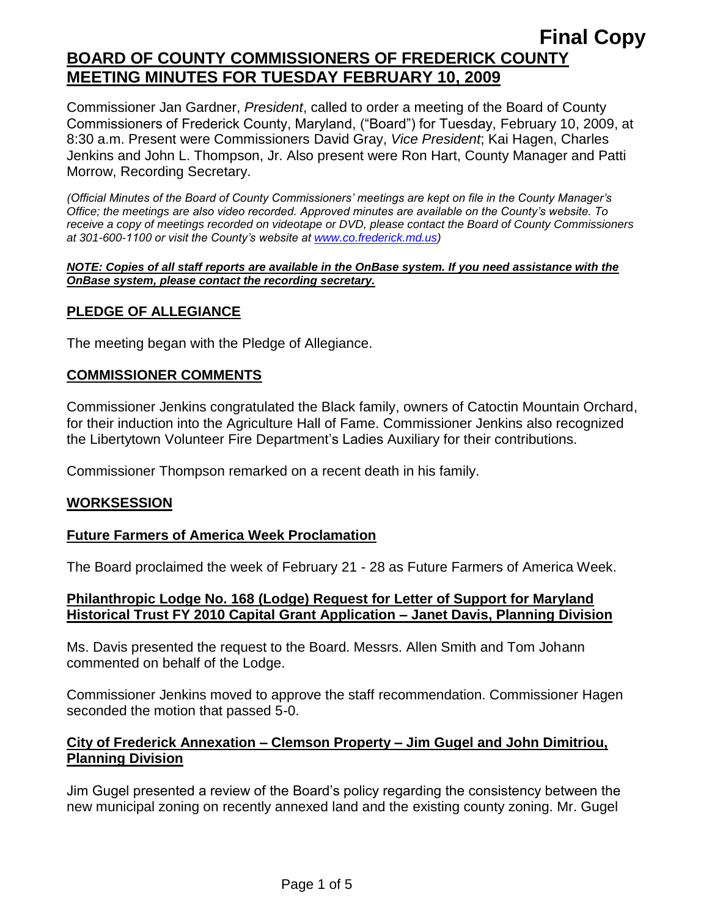**Final Copy**

# BOARD OF COUNTY COMMISSIONERS OF FREDERICK COUNTY MEETING MINUTES FOR TUESDAY FEBRUARY 10, 2009

Commissioner Jan Gardner, *President*, called to order a meeting of the Board of County Commissioners of Frederick County, Maryland, ("Board") for Tuesday, February 10, 2009, at 8:30 a.m. Present were Commissioners David Gray, *Vice President*; Kai Hagen, Charles Jenkins and John L. Thompson, Jr. Also present were Ron Hart, County Manager and Patti Morrow, Recording Secretary.

*(Official Minutes of the Board of County Commissioners' meetings are kept on file in the County Manager's Office; the meetings are also video recorded. Approved minutes are available on the County's website. To receive a copy of meetings recorded on videotape or DVD, please contact the Board of County Commissioners at 301-600-1100 or visit the County's website at www.co.frederick.md.us)*

***NOTE: Copies of all staff reports are available in the OnBase system. If you need assistance with the OnBase system, please contact the recording secretary.***

## PLEDGE OF ALLEGIANCE

The meeting began with the Pledge of Allegiance.

## COMMISSIONER COMMENTS

Commissioner Jenkins congratulated the Black family, owners of Catoctin Mountain Orchard, for their induction into the Agriculture Hall of Fame. Commissioner Jenkins also recognized the Libertytown Volunteer Fire Department's Ladies Auxiliary for their contributions.

Commissioner Thompson remarked on a recent death in his family.

## WORKSESSION

### Future Farmers of America Week Proclamation

The Board proclaimed the week of February 21 - 28 as Future Farmers of America Week.

### Philanthropic Lodge No. 168 (Lodge) Request for Letter of Support for Maryland Historical Trust FY 2010 Capital Grant Application – Janet Davis, Planning Division

Ms. Davis presented the request to the Board. Messrs. Allen Smith and Tom Johann commented on behalf of the Lodge.

Commissioner Jenkins moved to approve the staff recommendation. Commissioner Hagen seconded the motion that passed 5-0.

### City of Frederick Annexation – Clemson Property – Jim Gugel and John Dimitriou, Planning Division

Jim Gugel presented a review of the Board's policy regarding the consistency between the new municipal zoning on recently annexed land and the existing county zoning. Mr. Gugel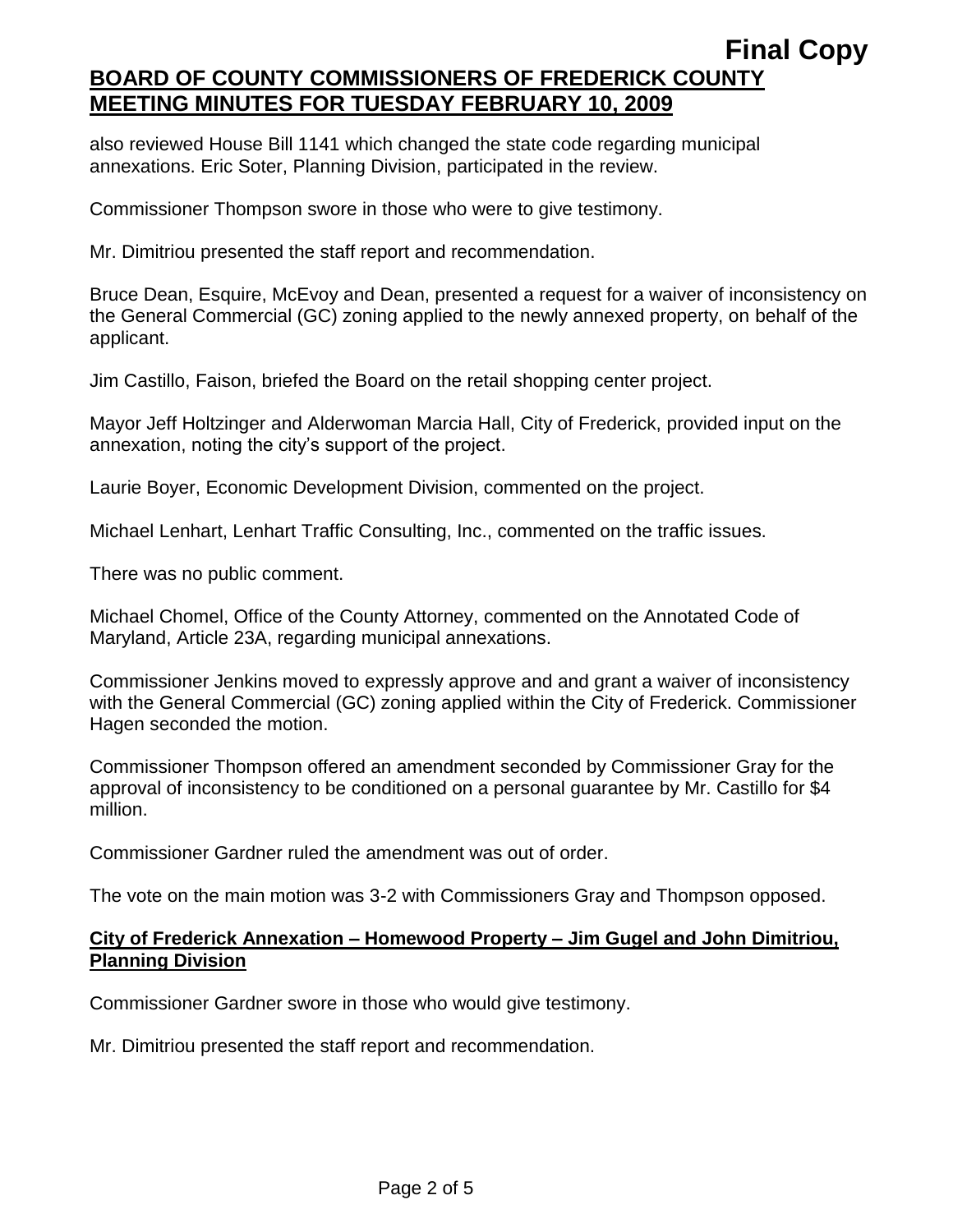also reviewed House Bill 1141 which changed the state code regarding municipal annexations. Eric Soter, Planning Division, participated in the review.

Commissioner Thompson swore in those who were to give testimony.

Mr. Dimitriou presented the staff report and recommendation.

Bruce Dean, Esquire, McEvoy and Dean, presented a request for a waiver of inconsistency on the General Commercial (GC) zoning applied to the newly annexed property, on behalf of the applicant.

Jim Castillo, Faison, briefed the Board on the retail shopping center project.

Mayor Jeff Holtzinger and Alderwoman Marcia Hall, City of Frederick, provided input on the annexation, noting the city's support of the project.

Laurie Boyer, Economic Development Division, commented on the project.

Michael Lenhart, Lenhart Traffic Consulting, Inc., commented on the traffic issues.

There was no public comment.

Michael Chomel, Office of the County Attorney, commented on the Annotated Code of Maryland, Article 23A, regarding municipal annexations.

Commissioner Jenkins moved to expressly approve and and grant a waiver of inconsistency with the General Commercial (GC) zoning applied within the City of Frederick. Commissioner Hagen seconded the motion.

Commissioner Thompson offered an amendment seconded by Commissioner Gray for the approval of inconsistency to be conditioned on a personal guarantee by Mr. Castillo for $4 million.

Commissioner Gardner ruled the amendment was out of order.

The vote on the main motion was 3-2 with Commissioners Gray and Thompson opposed.

## City of Frederick Annexation – Homewood Property – Jim Gugel and John Dimitriou, Planning Division

Commissioner Gardner swore in those who would give testimony.

Mr. Dimitriou presented the staff report and recommendation.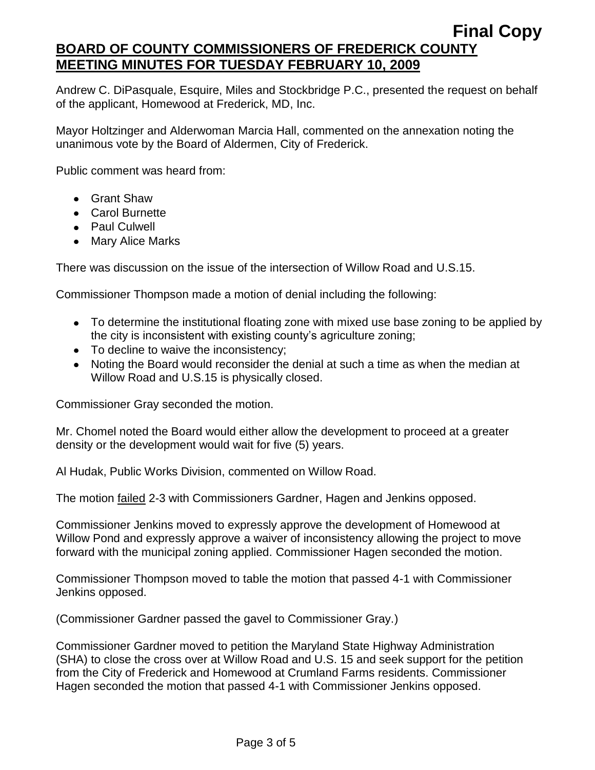Andrew C. DiPasquale, Esquire, Miles and Stockbridge P.C., presented the request on behalf of the applicant, Homewood at Frederick, MD, Inc.

Mayor Holtzinger and Alderwoman Marcia Hall, commented on the annexation noting the unanimous vote by the Board of Aldermen, City of Frederick.

Public comment was heard from:

- Grant Shaw
- Carol Burnette
- Paul Culwell
- Mary Alice Marks

There was discussion on the issue of the intersection of Willow Road and U.S.15.

Commissioner Thompson made a motion of denial including the following:

- To determine the institutional floating zone with mixed use base zoning to be applied by the city is inconsistent with existing county's agriculture zoning;
- To decline to waive the inconsistency;
- Noting the Board would reconsider the denial at such a time as when the median at Willow Road and U.S.15 is physically closed.

Commissioner Gray seconded the motion.

Mr. Chomel noted the Board would either allow the development to proceed at a greater density or the development would wait for five (5) years.

Al Hudak, Public Works Division, commented on Willow Road.

The motion failed 2-3 with Commissioners Gardner, Hagen and Jenkins opposed.

Commissioner Jenkins moved to expressly approve the development of Homewood at Willow Pond and expressly approve a waiver of inconsistency allowing the project to move forward with the municipal zoning applied. Commissioner Hagen seconded the motion.

Commissioner Thompson moved to table the motion that passed 4-1 with Commissioner Jenkins opposed.

(Commissioner Gardner passed the gavel to Commissioner Gray.)

Commissioner Gardner moved to petition the Maryland State Highway Administration (SHA) to close the cross over at Willow Road and U.S. 15 and seek support for the petition from the City of Frederick and Homewood at Crumland Farms residents. Commissioner Hagen seconded the motion that passed 4-1 with Commissioner Jenkins opposed.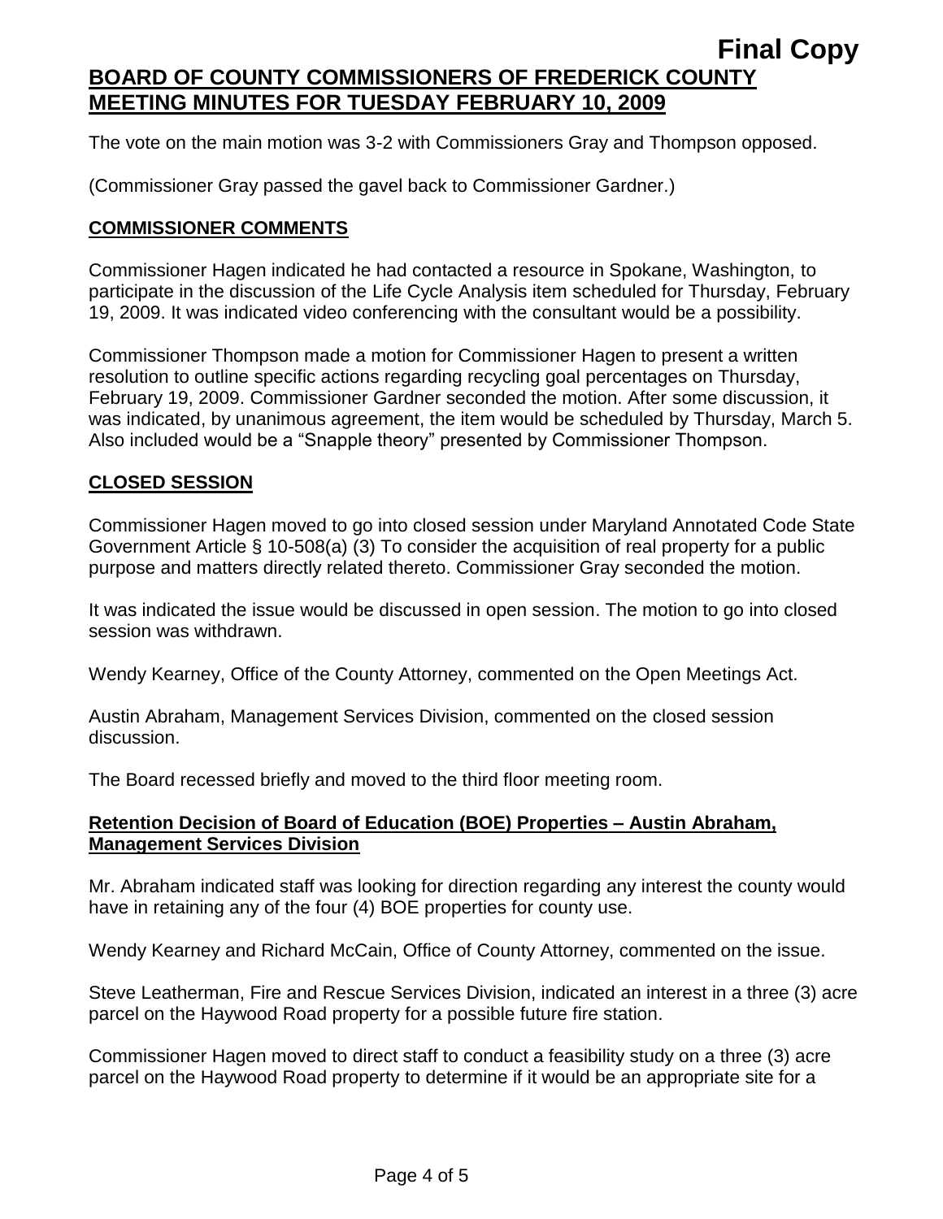The vote on the main motion was 3-2 with Commissioners Gray and Thompson opposed.

(Commissioner Gray passed the gavel back to Commissioner Gardner.)

## COMMISSIONER COMMENTS

Commissioner Hagen indicated he had contacted a resource in Spokane, Washington, to participate in the discussion of the Life Cycle Analysis item scheduled for Thursday, February 19, 2009. It was indicated video conferencing with the consultant would be a possibility.

Commissioner Thompson made a motion for Commissioner Hagen to present a written resolution to outline specific actions regarding recycling goal percentages on Thursday, February 19, 2009. Commissioner Gardner seconded the motion. After some discussion, it was indicated, by unanimous agreement, the item would be scheduled by Thursday, March 5. Also included would be a "Snapple theory" presented by Commissioner Thompson.

## CLOSED SESSION

Commissioner Hagen moved to go into closed session under Maryland Annotated Code State Government Article § 10-508(a) (3) To consider the acquisition of real property for a public purpose and matters directly related thereto. Commissioner Gray seconded the motion.

It was indicated the issue would be discussed in open session. The motion to go into closed session was withdrawn.

Wendy Kearney, Office of the County Attorney, commented on the Open Meetings Act.

Austin Abraham, Management Services Division, commented on the closed session discussion.

The Board recessed briefly and moved to the third floor meeting room.

## Retention Decision of Board of Education (BOE) Properties – Austin Abraham, Management Services Division

Mr. Abraham indicated staff was looking for direction regarding any interest the county would have in retaining any of the four (4) BOE properties for county use.

Wendy Kearney and Richard McCain, Office of County Attorney, commented on the issue.

Steve Leatherman, Fire and Rescue Services Division, indicated an interest in a three (3) acre parcel on the Haywood Road property for a possible future fire station.

Commissioner Hagen moved to direct staff to conduct a feasibility study on a three (3) acre parcel on the Haywood Road property to determine if it would be an appropriate site for a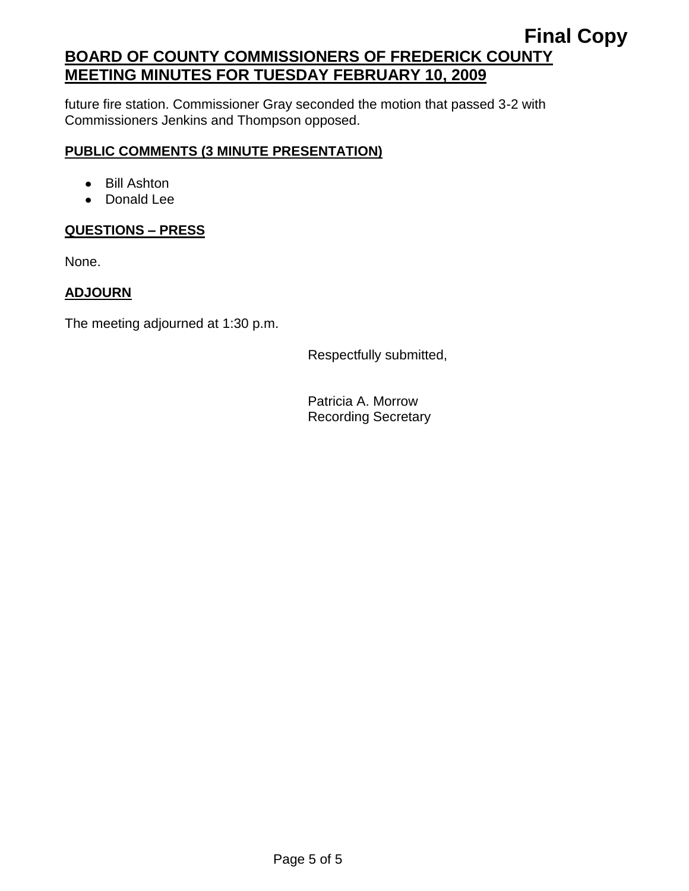future fire station. Commissioner Gray seconded the motion that passed 3-2 with Commissioners Jenkins and Thompson opposed.

## PUBLIC COMMENTS (3 MINUTE PRESENTATION)

- Bill Ashton
- Donald Lee

## QUESTIONS – PRESS

None.

## ADJOURN

The meeting adjourned at 1:30 p.m.

Respectfully submitted,

Patricia A. Morrow
Recording Secretary